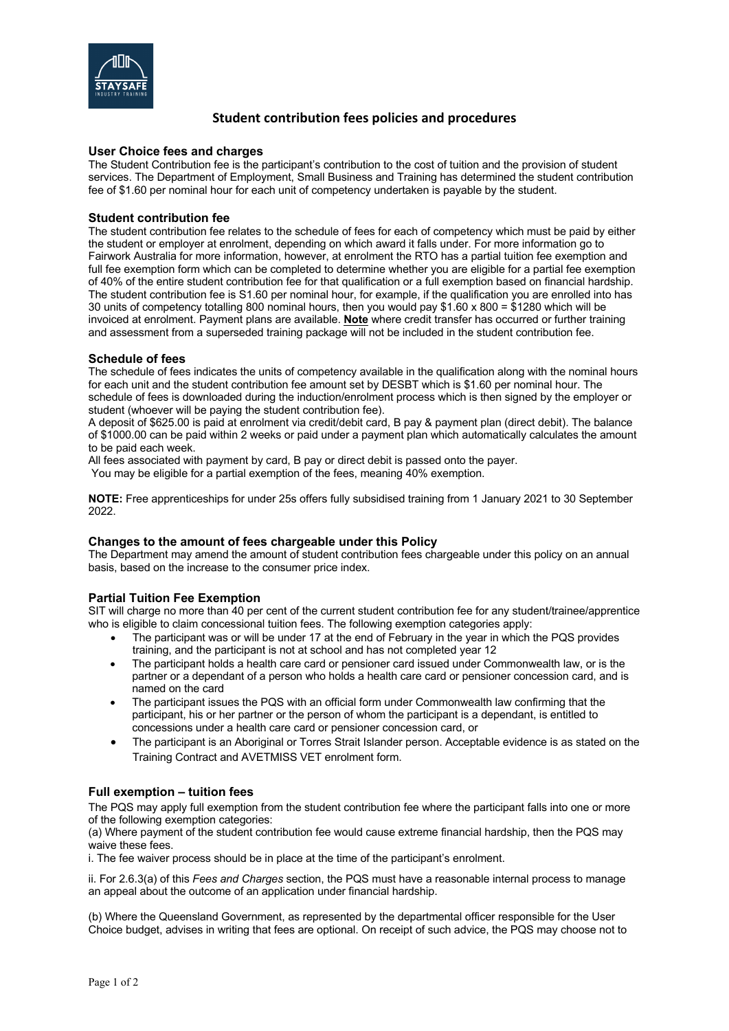# Student contribution fees policies and procedures

## User Choice fees and charges

The Student Contribution fee is the participant's contribution to the cost of tuition and the provision of student services. The Department of Employment, Small Business and Training has determined the student contribution fee of $1.60 per nominal hour for each unit of competency undertaken is payable by the student.

## Student contribution fee

The student contribution fee relates to the schedule of fees for each of competency which must be paid by either the student or employer at enrolment, depending on which award it falls under. For more information go to Fairwork Australia for more information, however, at enrolment the RTO has a partial tuition fee exemption and full fee exemption form which can be completed to determine whether you are eligible for a partial fee exemption of 40% of the entire student contribution fee for that qualification or a full exemption based on financial hardship. The student contribution fee is S1.60 per nominal hour, for example, if the qualification you are enrolled into has 30 units of competency totalling 800 nominal hours, then you would pay $1.60 x 800 = $1280 which will be invoiced at enrolment. Payment plans are available. **Note** where credit transfer has occurred or further training and assessment from a superseded training package will not be included in the student contribution fee.

## Schedule of fees

The schedule of fees indicates the units of competency available in the qualification along with the nominal hours for each unit and the student contribution fee amount set by DESBT which is $1.60 per nominal hour. The schedule of fees is downloaded during the induction/enrolment process which is then signed by the employer or student (whoever will be paying the student contribution fee).

A deposit of $625.00 is paid at enrolment via credit/debit card, B pay & payment plan (direct debit). The balance of $1000.00 can be paid within 2 weeks or paid under a payment plan which automatically calculates the amount to be paid each week.

All fees associated with payment by card, B pay or direct debit is passed onto the payer.

You may be eligible for a partial exemption of the fees, meaning 40% exemption.

**NOTE:** Free apprenticeships for under 25s offers fully subsidised training from 1 January 2021 to 30 September 2022.

## Changes to the amount of fees chargeable under this Policy

The Department may amend the amount of student contribution fees chargeable under this policy on an annual basis, based on the increase to the consumer price index.

## Partial Tuition Fee Exemption

SIT will charge no more than 40 per cent of the current student contribution fee for any student/trainee/apprentice who is eligible to claim concessional tuition fees. The following exemption categories apply:

- The participant was or will be under 17 at the end of February in the year in which the PQS provides training, and the participant is not at school and has not completed year 12
- The participant holds a health care card or pensioner card issued under Commonwealth law, or is the partner or a dependant of a person who holds a health care card or pensioner concession card, and is named on the card
- The participant issues the PQS with an official form under Commonwealth law confirming that the participant, his or her partner or the person of whom the participant is a dependant, is entitled to concessions under a health care card or pensioner concession card, or
- The participant is an Aboriginal or Torres Strait Islander person. Acceptable evidence is as stated on the Training Contract and AVETMISS VET enrolment form.

## Full exemption – tuition fees

The PQS may apply full exemption from the student contribution fee where the participant falls into one or more of the following exemption categories:

(a) Where payment of the student contribution fee would cause extreme financial hardship, then the PQS may waive these fees.

i. The fee waiver process should be in place at the time of the participant's enrolment.

ii. For 2.6.3(a) of this *Fees and Charges* section, the PQS must have a reasonable internal process to manage an appeal about the outcome of an application under financial hardship.

(b) Where the Queensland Government, as represented by the departmental officer responsible for the User Choice budget, advises in writing that fees are optional. On receipt of such advice, the PQS may choose not to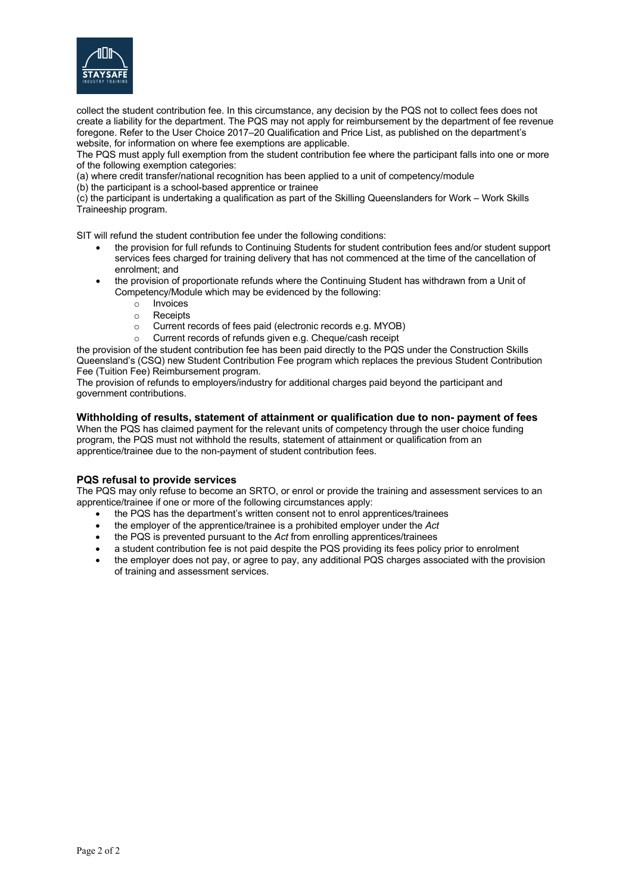collect the student contribution fee. In this circumstance, any decision by the PQS not to collect fees does not create a liability for the department. The PQS may not apply for reimbursement by the department of fee revenue foregone. Refer to the User Choice 2017–20 Qualification and Price List, as published on the department's website, for information on where fee exemptions are applicable.

The PQS must apply full exemption from the student contribution fee where the participant falls into one or more of the following exemption categories:

(a) where credit transfer/national recognition has been applied to a unit of competency/module

(b) the participant is a school-based apprentice or trainee

(c) the participant is undertaking a qualification as part of the Skilling Queenslanders for Work – Work Skills Traineeship program.

SIT will refund the student contribution fee under the following conditions:

- the provision for full refunds to Continuing Students for student contribution fees and/or student support services fees charged for training delivery that has not commenced at the time of the cancellation of enrolment; and
- the provision of proportionate refunds where the Continuing Student has withdrawn from a Unit of Competency/Module which may be evidenced by the following:
  - Invoices
  - Receipts
  - Current records of fees paid (electronic records e.g. MYOB)
  - Current records of refunds given e.g. Cheque/cash receipt

the provision of the student contribution fee has been paid directly to the PQS under the Construction Skills Queensland's (CSQ) new Student Contribution Fee program which replaces the previous Student Contribution Fee (Tuition Fee) Reimbursement program.

The provision of refunds to employers/industry for additional charges paid beyond the participant and government contributions.

### Withholding of results, statement of attainment or qualification due to non- payment of fees

When the PQS has claimed payment for the relevant units of competency through the user choice funding program, the PQS must not withhold the results, statement of attainment or qualification from an apprentice/trainee due to the non-payment of student contribution fees.

### PQS refusal to provide services

The PQS may only refuse to become an SRTO, or enrol or provide the training and assessment services to an apprentice/trainee if one or more of the following circumstances apply:

- the PQS has the department's written consent not to enrol apprentices/trainees
- the employer of the apprentice/trainee is a prohibited employer under the *Act*
- the PQS is prevented pursuant to the *Act* from enrolling apprentices/trainees
- a student contribution fee is not paid despite the PQS providing its fees policy prior to enrolment
- the employer does not pay, or agree to pay, any additional PQS charges associated with the provision of training and assessment services.